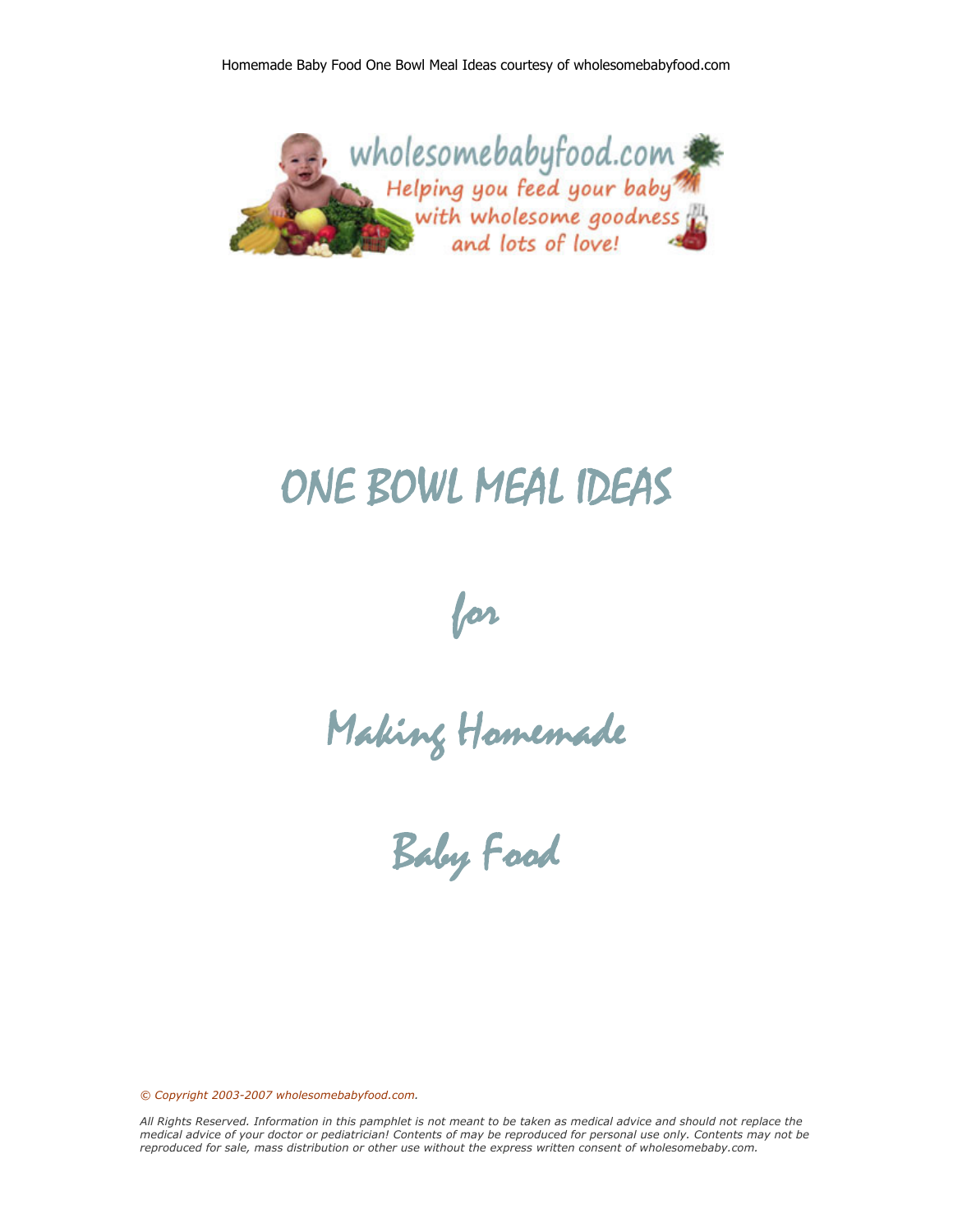wholesomebabyfood.com

Helping you feed your baby with wholesome goodness and lots of love!

# ONE BOWL MEAL IDEAS

# for

# Making Homemade

# Baby Food

*© Copyright 2003-2007 wholesomebabyfood.com.*

*All Rights Reserved. Information in this pamphlet is not meant to be taken as medical advice and should not replace the medical advice of your doctor or pediatrician! Contents of may be reproduced for personal use only. Contents may not be reproduced for sale, mass distribution or other use without the express written consent of wholesomebaby.com.*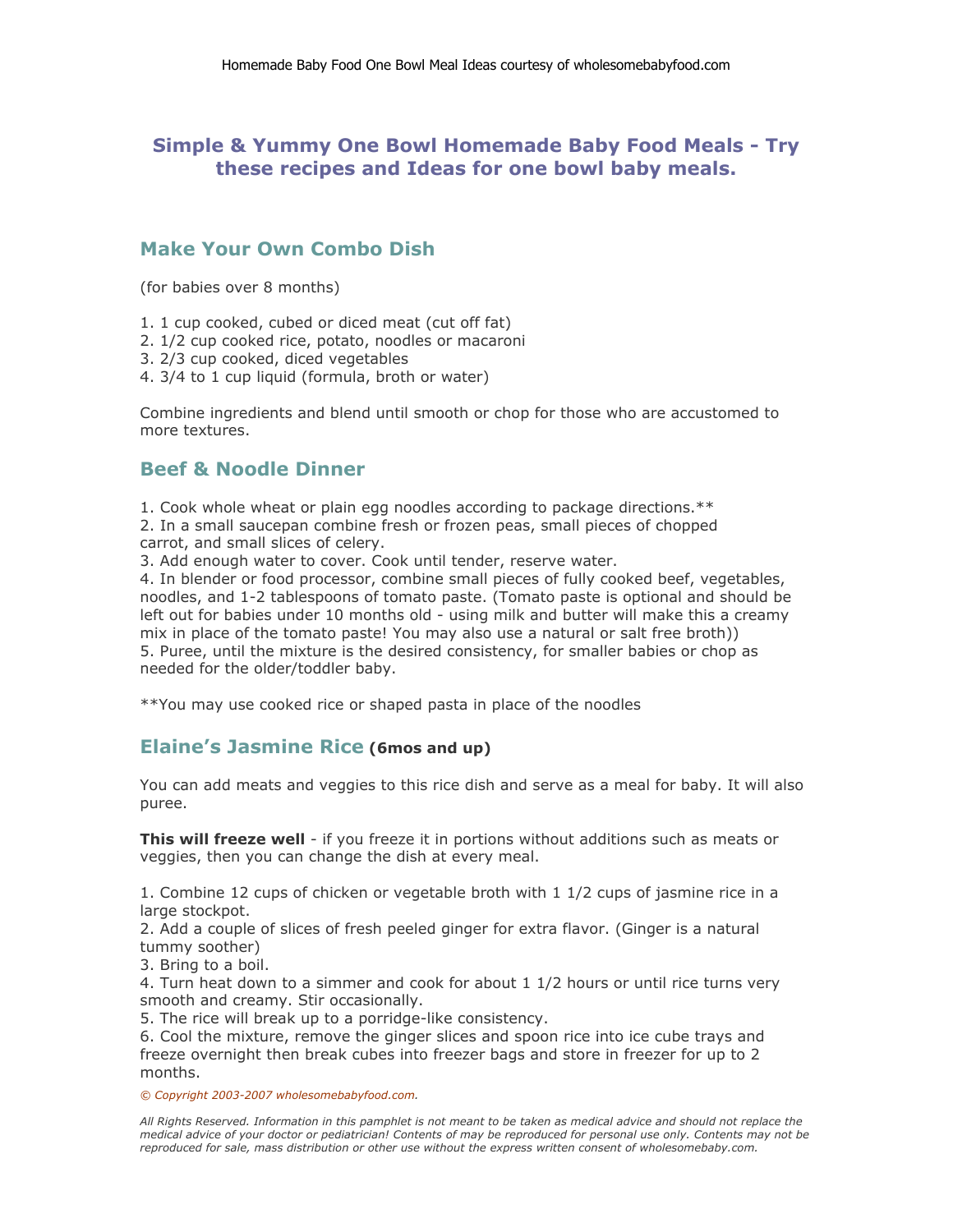## Simple & Yummy One Bowl Homemade Baby Food Meals - Try these recipes and Ideas for one bowl baby meals.

### Make Your Own Combo Dish

(for babies over 8 months)

1. 1 cup cooked, cubed or diced meat (cut off fat)
2. 1/2 cup cooked rice, potato, noodles or macaroni
3. 2/3 cup cooked, diced vegetables
4. 3/4 to 1 cup liquid (formula, broth or water)

Combine ingredients and blend until smooth or chop for those who are accustomed to more textures.

### Beef & Noodle Dinner

1. Cook whole wheat or plain egg noodles according to package directions.**
2. In a small saucepan combine fresh or frozen peas, small pieces of chopped carrot, and small slices of celery.
3. Add enough water to cover. Cook until tender, reserve water.
4. In blender or food processor, combine small pieces of fully cooked beef, vegetables, noodles, and 1-2 tablespoons of tomato paste. (Tomato paste is optional and should be left out for babies under 10 months old - using milk and butter will make this a creamy mix in place of the tomato paste! You may also use a natural or salt free broth))
5. Puree, until the mixture is the desired consistency, for smaller babies or chop as needed for the older/toddler baby.

**You may use cooked rice or shaped pasta in place of the noodles

### Elaine's Jasmine Rice **(6mos and up)**

You can add meats and veggies to this rice dish and serve as a meal for baby. It will also puree.

**This will freeze well** - if you freeze it in portions without additions such as meats or veggies, then you can change the dish at every meal.

1. Combine 12 cups of chicken or vegetable broth with 1 1/2 cups of jasmine rice in a large stockpot.
2. Add a couple of slices of fresh peeled ginger for extra flavor. (Ginger is a natural tummy soother)
3. Bring to a boil.
4. Turn heat down to a simmer and cook for about 1 1/2 hours or until rice turns very smooth and creamy. Stir occasionally.
5. The rice will break up to a porridge-like consistency.
6. Cool the mixture, remove the ginger slices and spoon rice into ice cube trays and freeze overnight then break cubes into freezer bags and store in freezer for up to 2 months.

*© Copyright 2003-2007 wholesomebabyfood.com.*

*All Rights Reserved. Information in this pamphlet is not meant to be taken as medical advice and should not replace the medical advice of your doctor or pediatrician! Contents of may be reproduced for personal use only. Contents may not be reproduced for sale, mass distribution or other use without the express written consent of wholesomebaby.com.*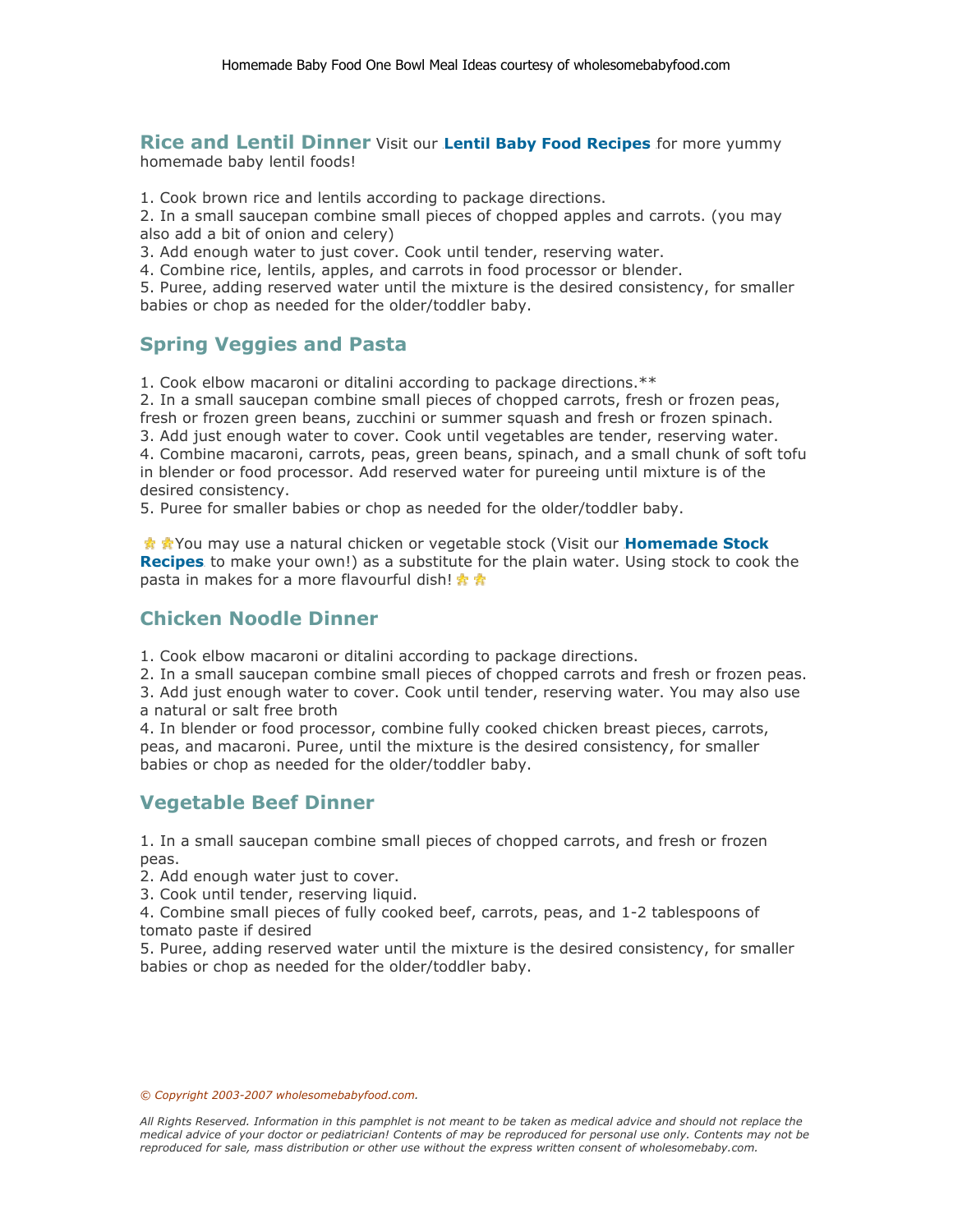## Rice and Lentil Dinner

Visit our **Lentil Baby Food Recipes** for more yummy homemade baby lentil foods!

1. Cook brown rice and lentils according to package directions.
2. In a small saucepan combine small pieces of chopped apples and carrots. (you may also add a bit of onion and celery)
3. Add enough water to just cover. Cook until tender, reserving water.
4. Combine rice, lentils, apples, and carrots in food processor or blender.
5. Puree, adding reserved water until the mixture is the desired consistency, for smaller babies or chop as needed for the older/toddler baby.

## Spring Veggies and Pasta

1. Cook elbow macaroni or ditalini according to package directions.**
2. In a small saucepan combine small pieces of chopped carrots, fresh or frozen peas, fresh or frozen green beans, zucchini or summer squash and fresh or frozen spinach.
3. Add just enough water to cover. Cook until vegetables are tender, reserving water.
4. Combine macaroni, carrots, peas, green beans, spinach, and a small chunk of soft tofu in blender or food processor. Add reserved water for pureeing until mixture is of the desired consistency.
5. Puree for smaller babies or chop as needed for the older/toddler baby.

You may use a natural chicken or vegetable stock (Visit our **Homemade Stock Recipes** to make your own!) as a substitute for the plain water. Using stock to cook the pasta in makes for a more flavourful dish!

## Chicken Noodle Dinner

1. Cook elbow macaroni or ditalini according to package directions.
2. In a small saucepan combine small pieces of chopped carrots and fresh or frozen peas.
3. Add just enough water to cover. Cook until tender, reserving water. You may also use a natural or salt free broth
4. In blender or food processor, combine fully cooked chicken breast pieces, carrots, peas, and macaroni. Puree, until the mixture is the desired consistency, for smaller babies or chop as needed for the older/toddler baby.

## Vegetable Beef Dinner

1. In a small saucepan combine small pieces of chopped carrots, and fresh or frozen peas.
2. Add enough water just to cover.
3. Cook until tender, reserving liquid.
4. Combine small pieces of fully cooked beef, carrots, peas, and 1-2 tablespoons of tomato paste if desired
5. Puree, adding reserved water until the mixture is the desired consistency, for smaller babies or chop as needed for the older/toddler baby.

*© Copyright 2003-2007 wholesomebabyfood.com.*

*All Rights Reserved. Information in this pamphlet is not meant to be taken as medical advice and should not replace the medical advice of your doctor or pediatrician! Contents of may be reproduced for personal use only. Contents may not be reproduced for sale, mass distribution or other use without the express written consent of wholesomebaby.com.*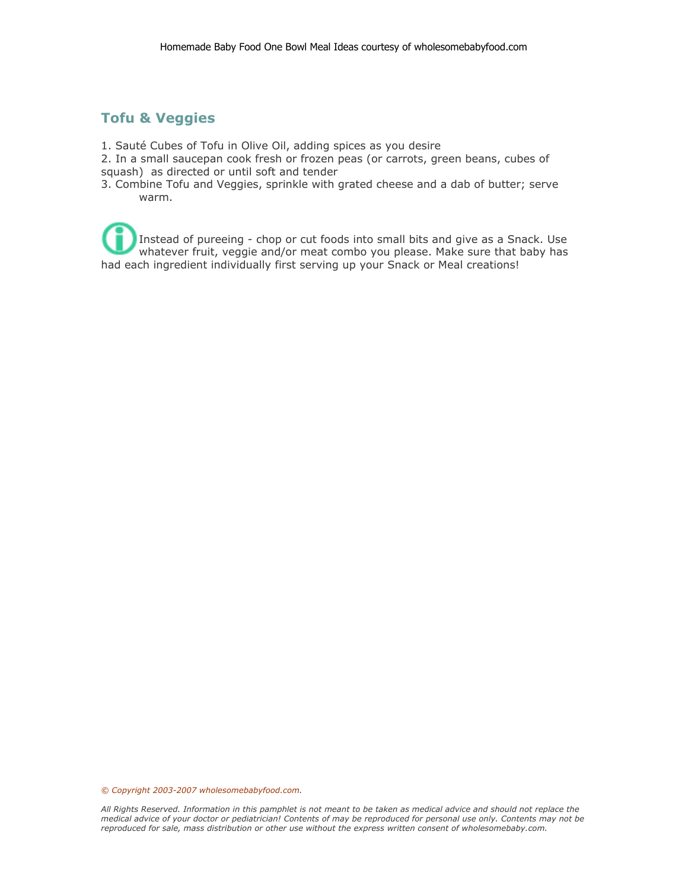## Tofu & Veggies

1. Sauté Cubes of Tofu in Olive Oil, adding spices as you desire
2. In a small saucepan cook fresh or frozen peas (or carrots, green beans, cubes of squash) as directed or until soft and tender
3. Combine Tofu and Veggies, sprinkle with grated cheese and a dab of butter; serve warm.

Instead of pureeing - chop or cut foods into small bits and give as a Snack. Use whatever fruit, veggie and/or meat combo you please. Make sure that baby has had each ingredient individually first serving up your Snack or Meal creations!

*© Copyright 2003-2007 wholesomebabyfood.com.*

*All Rights Reserved. Information in this pamphlet is not meant to be taken as medical advice and should not replace the medical advice of your doctor or pediatrician! Contents of may be reproduced for personal use only. Contents may not be reproduced for sale, mass distribution or other use without the express written consent of wholesomebaby.com.*